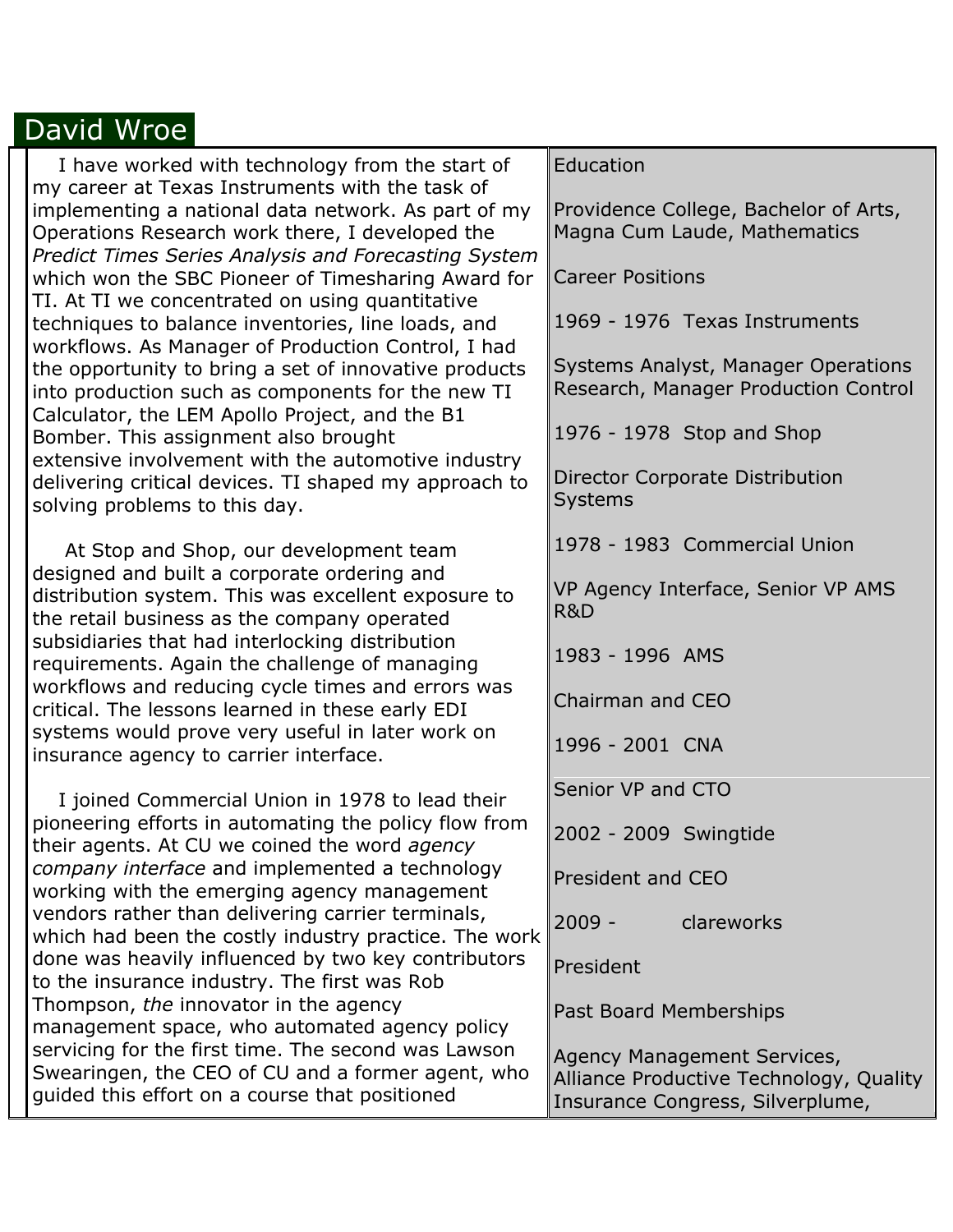# David Wroe

I have worked with technology from the start of my career at Texas Instruments with the task of implementing a national data network. As part of my Operations Research work there, I developed the *Predict Times Series Analysis and Forecasting System* which won the SBC Pioneer of Timesharing Award for TI. At TI we concentrated on using quantitative techniques to balance inventories, line loads, and workflows. As Manager of Production Control, I had the opportunity to bring a set of innovative products into production such as components for the new TI Calculator, the LEM Apollo Project, and the B1 Bomber. This assignment also brought extensive involvement with the automotive industry delivering critical devices. TI shaped my approach to solving problems to this day.

At Stop and Shop, our development team designed and built a corporate ordering and distribution system. This was excellent exposure to the retail business as the company operated subsidiaries that had interlocking distribution requirements. Again the challenge of managing workflows and reducing cycle times and errors was critical. The lessons learned in these early EDI systems would prove very useful in later work on insurance agency to carrier interface.

I joined Commercial Union in 1978 to lead their pioneering efforts in automating the policy flow from their agents. At CU we coined the word *agency company interface* and implemented a technology working with the emerging agency management vendors rather than delivering carrier terminals, which had been the costly industry practice. The work done was heavily influenced by two key contributors to the insurance industry. The first was Rob Thompson, *the* innovator in the agency management space, who automated agency policy servicing for the first time. The second was Lawson Swearingen, the CEO of CU and a former agent, who guided this effort on a course that positioned

Education

Providence College, Bachelor of Arts, Magna Cum Laude, Mathematics

Career Positions

1969 - 1976 Texas Instruments

Systems Analyst, Manager Operations Research, Manager Production Control

1976 - 1978 Stop and Shop

Director Corporate Distribution Systems

1978 - 1983 Commercial Union

VP Agency Interface, Senior VP AMS R&D

1983 - 1996 AMS

Chairman and CEO

1996 - 2001 CNA

Senior VP and CTO

2002 - 2009 Swingtide

President and CEO

2009 - clareworks

President

Past Board Memberships

Agency Management Services, Alliance Productive Technology, Quality Insurance Congress, Silverplume,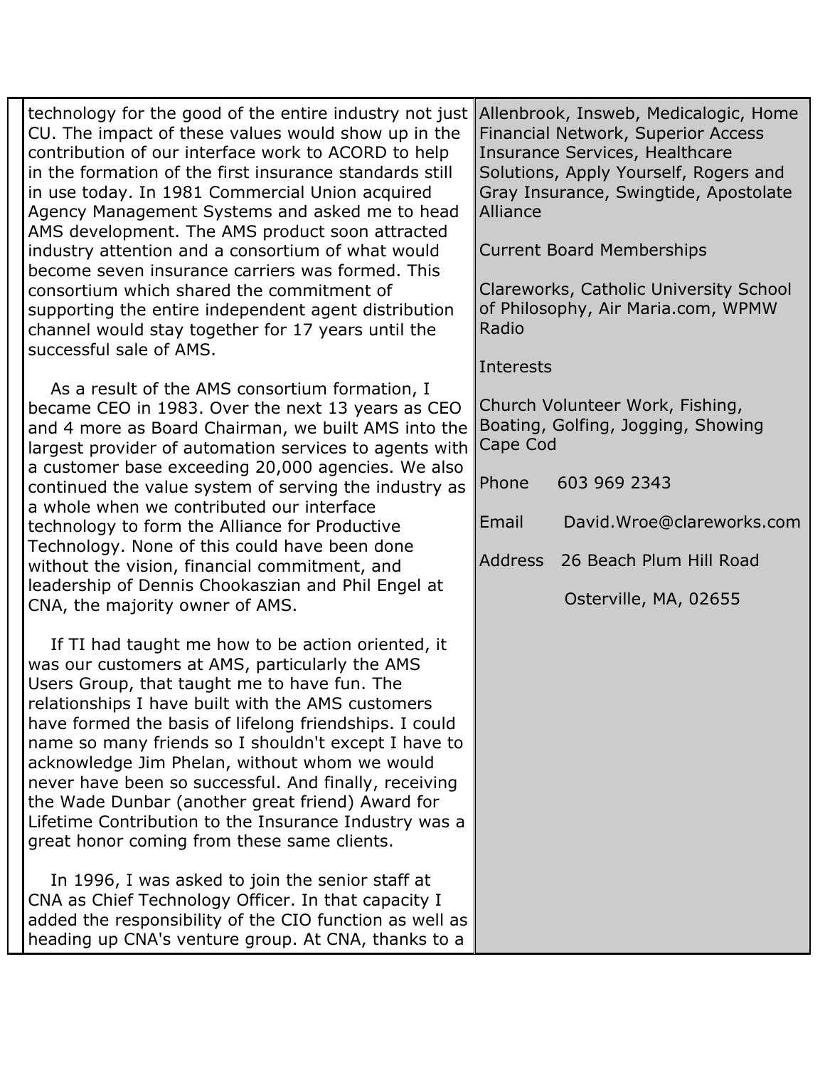technology for the good of the entire industry not just CU. The impact of these values would show up in the contribution of our interface work to ACORD to help in the formation of the first insurance standards still in use today. In 1981 Commercial Union acquired Agency Management Systems and asked me to head AMS development. The AMS product soon attracted industry attention and a consortium of what would become seven insurance carriers was formed. This consortium which shared the commitment of supporting the entire independent agent distribution channel would stay together for 17 years until the successful sale of AMS.

As a result of the AMS consortium formation, I became CEO in 1983. Over the next 13 years as CEO and 4 more as Board Chairman, we built AMS into the largest provider of automation services to agents with a customer base exceeding 20,000 agencies. We also continued the value system of serving the industry as a whole when we contributed our interface technology to form the Alliance for Productive Technology. None of this could have been done without the vision, financial commitment, and leadership of Dennis Chookaszian and Phil Engel at CNA, the majority owner of AMS.

If TI had taught me how to be action oriented, it was our customers at AMS, particularly the AMS Users Group, that taught me to have fun. The relationships I have built with the AMS customers have formed the basis of lifelong friendships. I could name so many friends so I shouldn't except I have to acknowledge Jim Phelan, without whom we would never have been so successful. And finally, receiving the Wade Dunbar (another great friend) Award for Lifetime Contribution to the Insurance Industry was a great honor coming from these same clients.

In 1996, I was asked to join the senior staff at CNA as Chief Technology Officer. In that capacity I added the responsibility of the CIO function as well as heading up CNA's venture group. At CNA, thanks to a

Allenbrook, Insweb, Medicalogic, Home Financial Network, Superior Access Insurance Services, Healthcare Solutions, Apply Yourself, Rogers and Gray Insurance, Swingtide, Apostolate Alliance

Current Board Memberships

Clareworks, Catholic University School of Philosophy, Air Maria.com, WPMW Radio

Interests

Church Volunteer Work, Fishing, Boating, Golfing, Jogging, Showing Cape Cod

Phone 603 969 2343

Email David.Wroe@clareworks.com

Address 26 Beach Plum Hill Road

Osterville, MA, 02655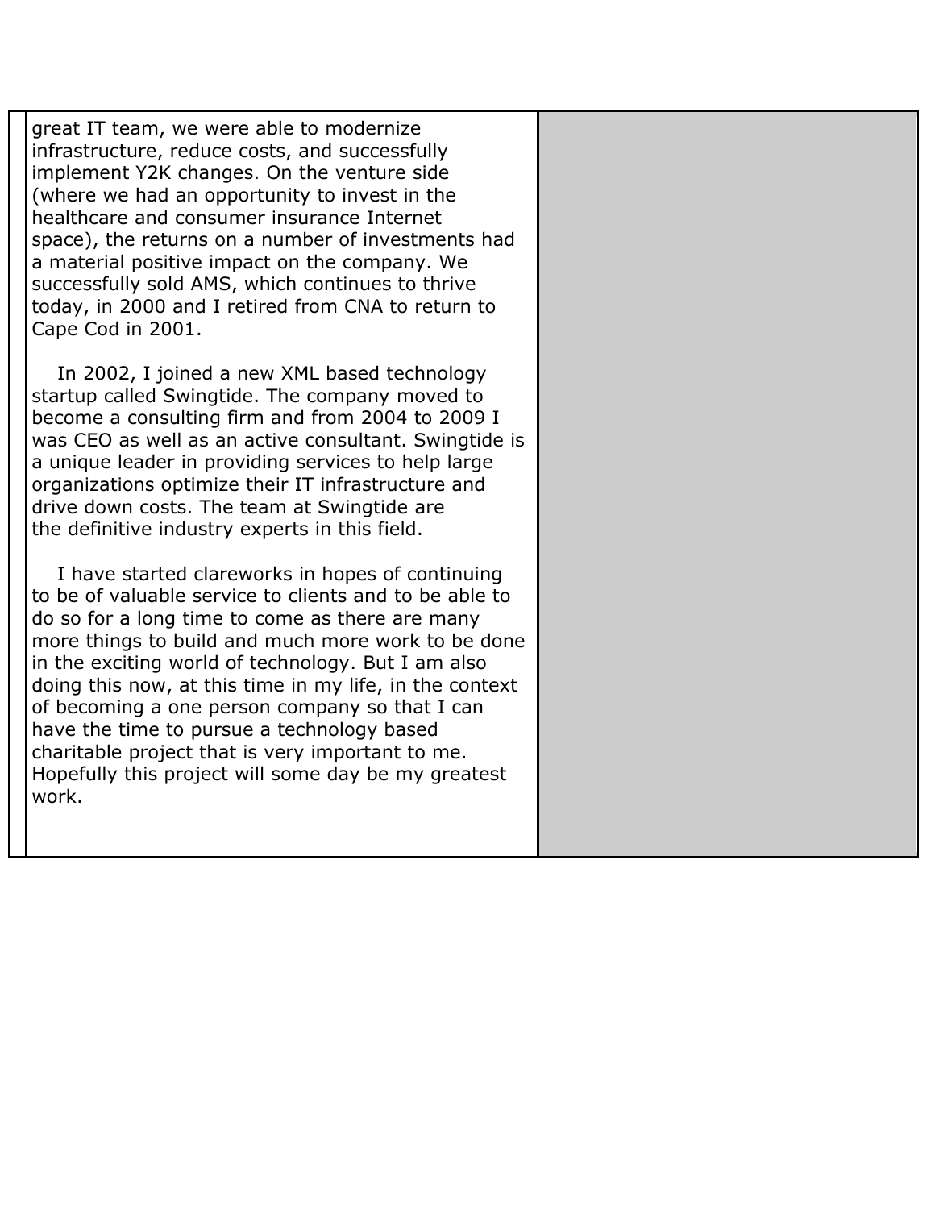great IT team, we were able to modernize infrastructure, reduce costs, and successfully implement Y2K changes. On the venture side (where we had an opportunity to invest in the healthcare and consumer insurance Internet space), the returns on a number of investments had a material positive impact on the company. We successfully sold AMS, which continues to thrive today, in 2000 and I retired from CNA to return to Cape Cod in 2001.

In 2002, I joined a new XML based technology startup called Swingtide. The company moved to become a consulting firm and from 2004 to 2009 I was CEO as well as an active consultant. Swingtide is a unique leader in providing services to help large organizations optimize their IT infrastructure and drive down costs. The team at Swingtide are the definitive industry experts in this field.

I have started clareworks in hopes of continuing to be of valuable service to clients and to be able to do so for a long time to come as there are many more things to build and much more work to be done in the exciting world of technology. But I am also doing this now, at this time in my life, in the context of becoming a one person company so that I can have the time to pursue a technology based charitable project that is very important to me. Hopefully this project will some day be my greatest work.